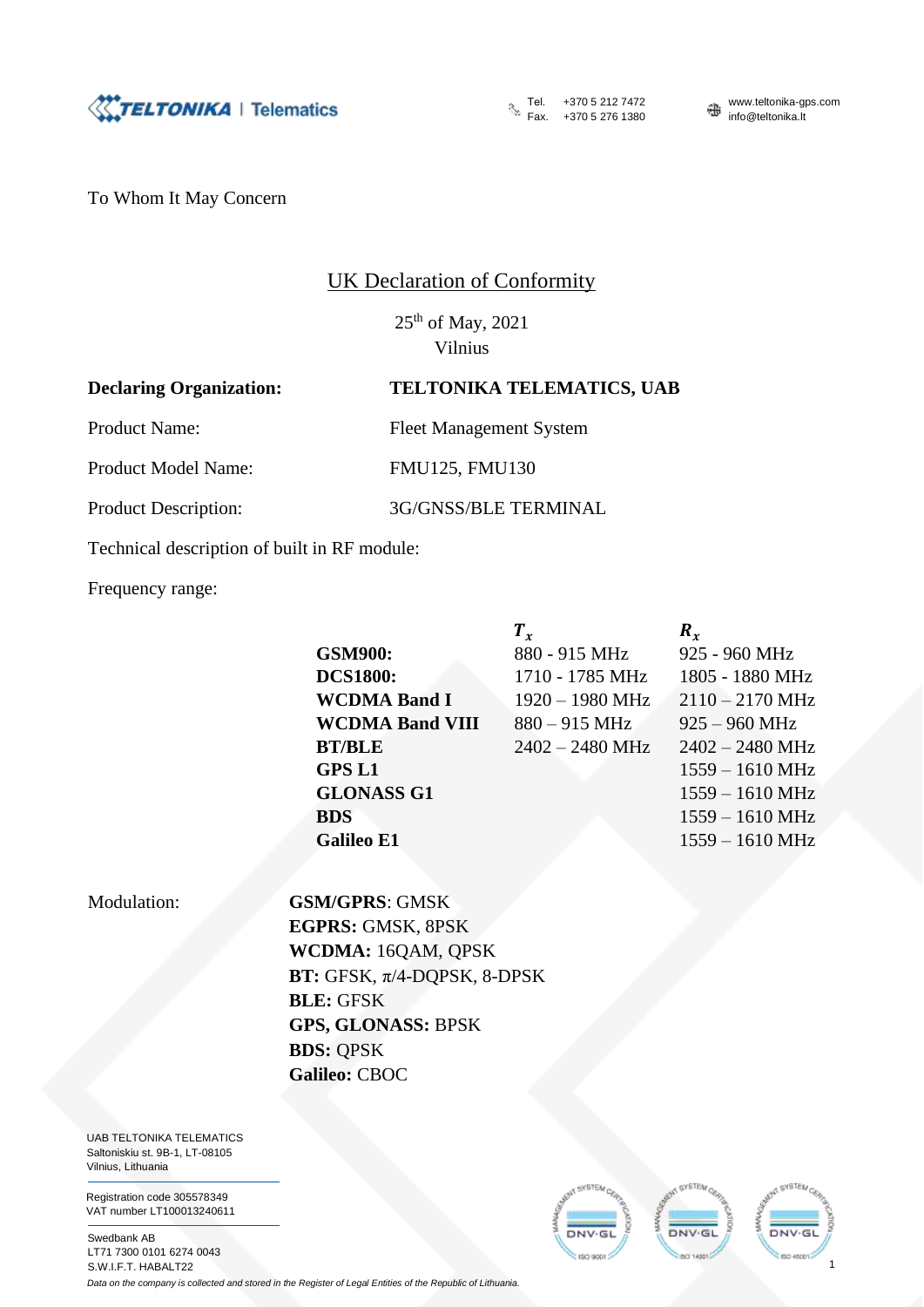TELTONIKA | Telematics

Tel. +370 5 212 7472
Fax. +370 5 276 1380

www.teltonika-gps.com
info@teltonika.lt

To Whom It May Concern

## UK Declaration of Conformity

25th of May, 2021
Vilnius

| | |
|---|---|
| **Declaring Organization:** | **TELTONIKA TELEMATICS, UAB** |
| Product Name: | Fleet Management System |
| Product Model Name: | FMU125, FMU130 |
| Product Description: | 3G/GNSS/BLE TERMINAL |

Technical description of built in RF module:

Frequency range:

| | $T_x$ | $R_x$ |
|---|---|---|
| **GSM900:** | 880 - 915 MHz | 925 - 960 MHz |
| **DCS1800:** | 1710 - 1785 MHz | 1805 - 1880 MHz |
| **WCDMA Band I** | 1920 – 1980 MHz | 2110 – 2170 MHz |
| **WCDMA Band VIII** | 880 – 915 MHz | 925 – 960 MHz |
| **BT/BLE** | 2402 – 2480 MHz | 2402 – 2480 MHz |
| **GPS L1** | | 1559 – 1610 MHz |
| **GLONASS G1** | | 1559 – 1610 MHz |
| **BDS** | | 1559 – 1610 MHz |
| **Galileo E1** | | 1559 – 1610 MHz |

Modulation:

**GSM/GPRS**: GMSK
**EGPRS:** GMSK, 8PSK
**WCDMA:** 16QAM, QPSK
**BT:** GFSK, π/4-DQPSK, 8-DPSK
**BLE:** GFSK
**GPS, GLONASS:** BPSK
**BDS:** QPSK
**Galileo:** CBOC

UAB TELTONIKA TELEMATICS
Saltoniskiu st. 9B-1, LT-08105
Vilnius, Lithuania

Registration code 305578349
VAT number LT100013240611

Swedbank AB
LT71 7300 0101 6274 0043
S.W.I.F.T. HABALT22

*Data on the company is collected and stored in the Register of Legal Entities of the Republic of Lithuania.*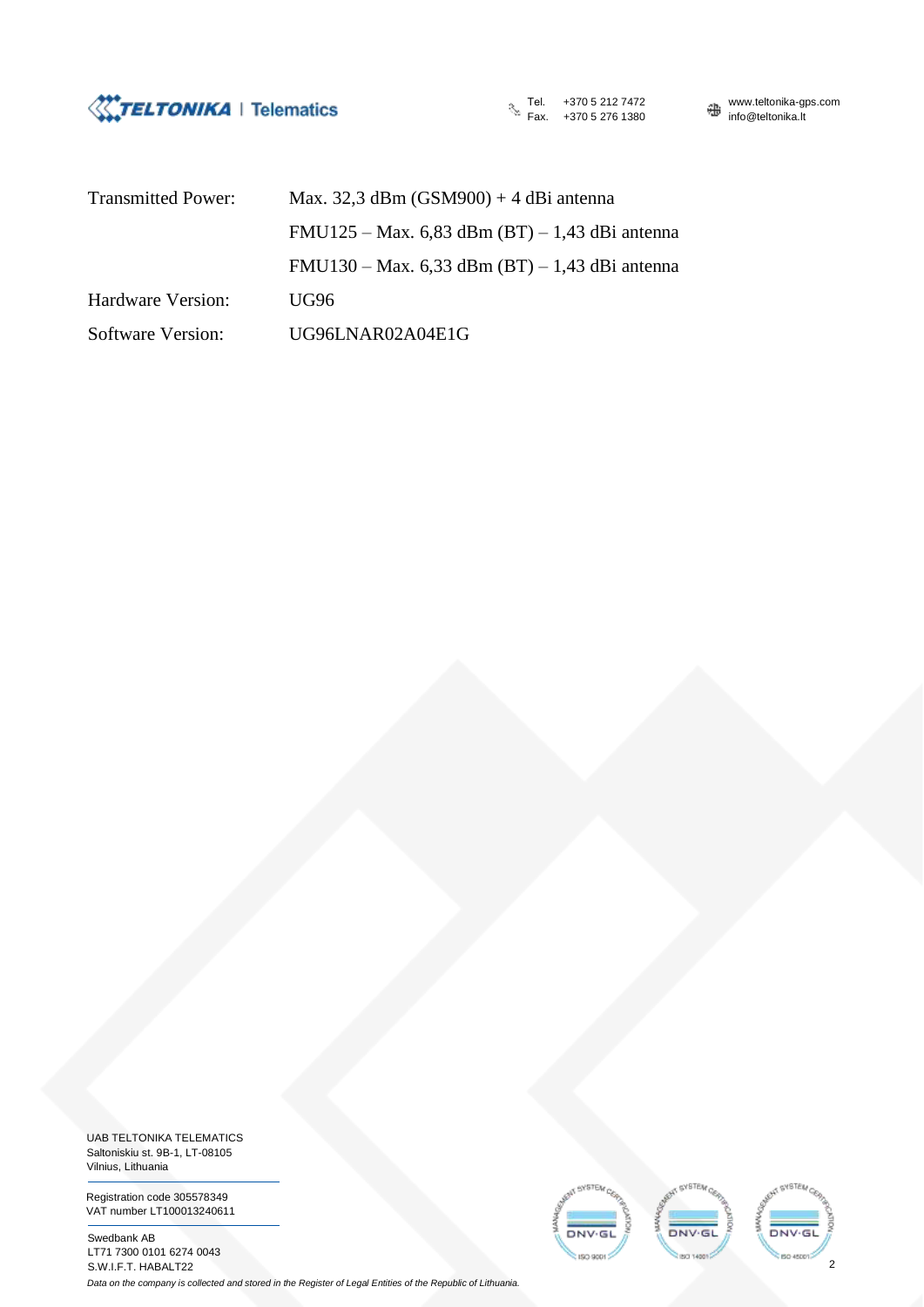| | |
|---|---|
| Transmitted Power: | Max. 32,3 dBm (GSM900) + 4 dBi antenna |
| | FMU125 – Max. 6,83 dBm (BT) – 1,43 dBi antenna |
| | FMU130 – Max. 6,33 dBm (BT) – 1,43 dBi antenna |
| Hardware Version: | UG96 |
| Software Version: | UG96LNAR02A04E1G |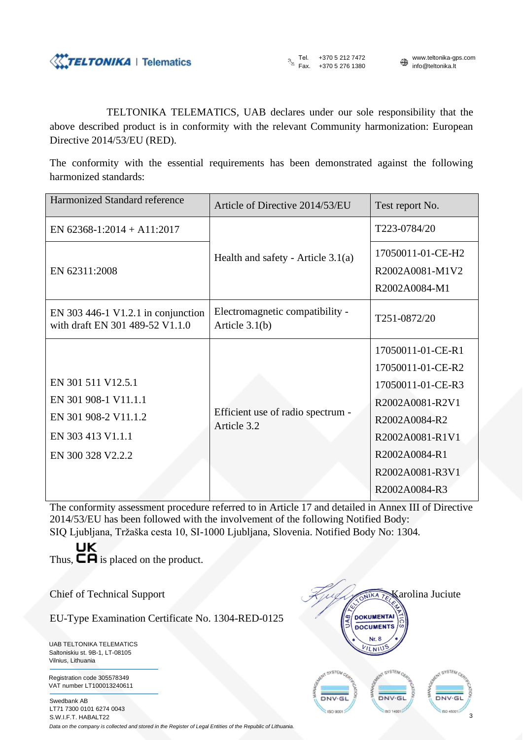TELTONIKA TELEMATICS, UAB declares under our sole responsibility that the above described product is in conformity with the relevant Community harmonization: European Directive 2014/53/EU (RED).

The conformity with the essential requirements has been demonstrated against the following harmonized standards:

| Harmonized Standard reference | Article of Directive 2014/53/EU | Test report No. |
|---|---|---|
| EN 62368-1:2014 + A11:2017 | Health and safety - Article 3.1(a) | T223-0784/20 |
| EN 62311:2008 | | 17050011-01-CE-H2<br>R2002A0081-M1V2<br>R2002A0084-M1 |
| EN 303 446-1 V1.2.1 in conjunction with draft EN 301 489-52 V1.1.0 | Electromagnetic compatibility - Article 3.1(b) | T251-0872/20 |
| EN 301 511 V12.5.1<br>EN 301 908-1 V11.1.1<br>EN 301 908-2 V11.1.2<br>EN 303 413 V1.1.1<br>EN 300 328 V2.2.2 | Efficient use of radio spectrum - Article 3.2 | 17050011-01-CE-R1<br>17050011-01-CE-R2<br>17050011-01-CE-R3<br>R2002A0081-R2V1<br>R2002A0084-R2<br>R2002A0081-R1V1<br>R2002A0084-R1<br>R2002A0081-R3V1<br>R2002A0084-R3 |

The conformity assessment procedure referred to in Article 17 and detailed in Annex III of Directive 2014/53/EU has been followed with the involvement of the following Notified Body:
SIQ Ljubljana, Tržaška cesta 10, SI-1000 Ljubljana, Slovenia. Notified Body No: 1304.

Thus, UK CA is placed on the product.

Chief of Technical Support Karolina Juciute

EU-Type Examination Certificate No. 1304-RED-0125

UAB TELTONIKA TELEMATICS
Saltoniskiu st. 9B-1, LT-08105
Vilnius, Lithuania

Registration code 305578349
VAT number LT100013240611

Swedbank AB
LT71 7300 0101 6274 0043
S.W.I.F.T. HABALT22

*Data on the company is collected and stored in the Register of Legal Entities of the Republic of Lithuania.*